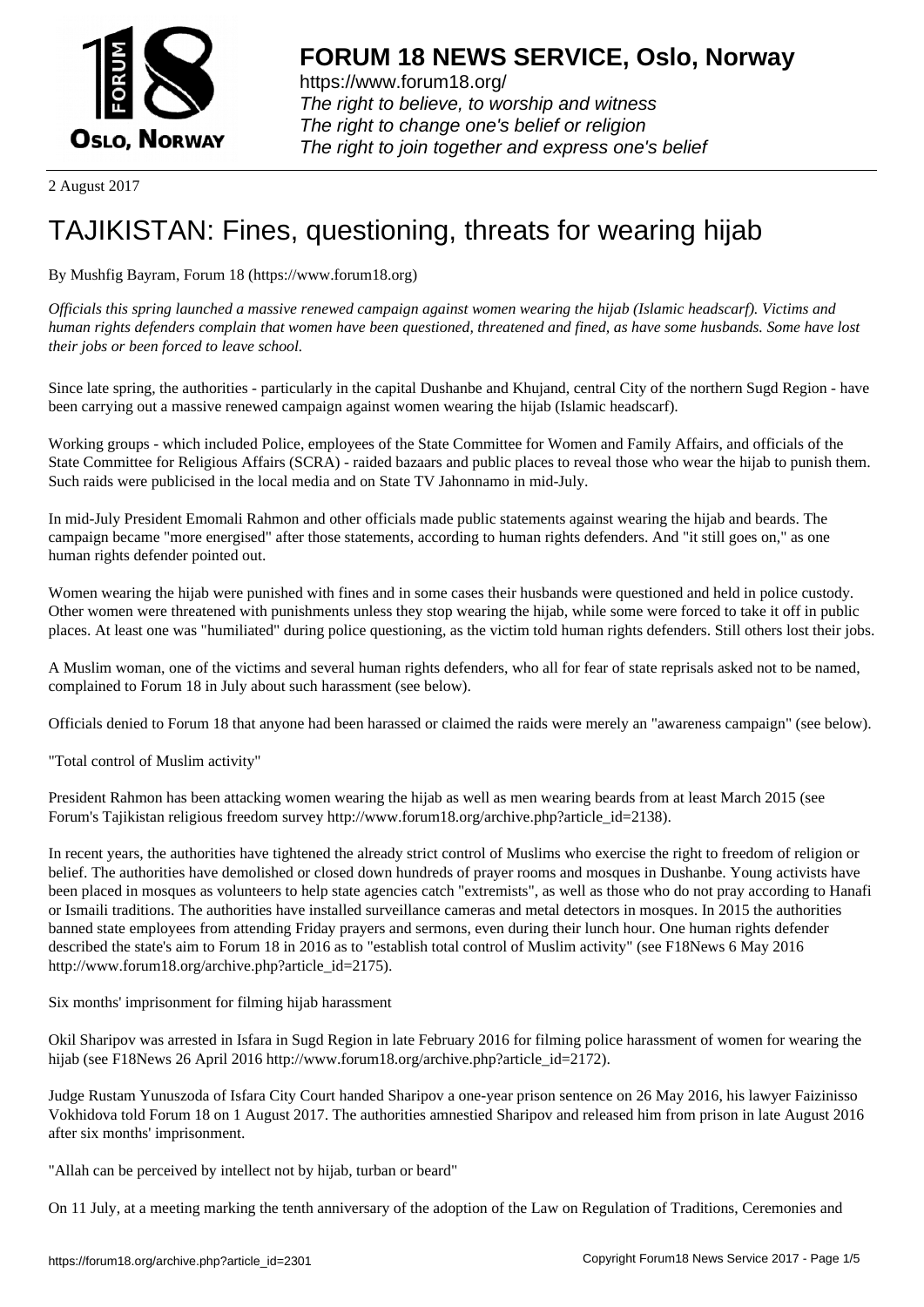2 August 2017

# TAJIKISTAN: Fines, questioning, threats for wearing hijab

By Mushfig Bayram, Forum 18 (https://www.forum18.org)

*Officials this spring launched a massive renewed campaign against women wearing the hijab (Islamic headscarf). Victims and human rights defenders complain that women have been questioned, threatened and fined, as have some husbands. Some have lost their jobs or been forced to leave school.*

Since late spring, the authorities - particularly in the capital Dushanbe and Khujand, central City of the northern Sugd Region - have been carrying out a massive renewed campaign against women wearing the hijab (Islamic headscarf).

Working groups - which included Police, employees of the State Committee for Women and Family Affairs, and officials of the State Committee for Religious Affairs (SCRA) - raided bazaars and public places to reveal those who wear the hijab to punish them. Such raids were publicised in the local media and on State TV Jahonnamo in mid-July.

In mid-July President Emomali Rahmon and other officials made public statements against wearing the hijab and beards. The campaign became "more energised" after those statements, according to human rights defenders. And "it still goes on," as one human rights defender pointed out.

Women wearing the hijab were punished with fines and in some cases their husbands were questioned and held in police custody. Other women were threatened with punishments unless they stop wearing the hijab, while some were forced to take it off in public places. At least one was "humiliated" during police questioning, as the victim told human rights defenders. Still others lost their jobs.

A Muslim woman, one of the victims and several human rights defenders, who all for fear of state reprisals asked not to be named, complained to Forum 18 in July about such harassment (see below).

Officials denied to Forum 18 that anyone had been harassed or claimed the raids were merely an "awareness campaign" (see below).

"Total control of Muslim activity"

President Rahmon has been attacking women wearing the hijab as well as men wearing beards from at least March 2015 (see Forum's Tajikistan religious freedom survey http://www.forum18.org/archive.php?article_id=2138).

In recent years, the authorities have tightened the already strict control of Muslims who exercise the right to freedom of religion or belief. The authorities have demolished or closed down hundreds of prayer rooms and mosques in Dushanbe. Young activists have been placed in mosques as volunteers to help state agencies catch "extremists", as well as those who do not pray according to Hanafi or Ismaili traditions. The authorities have installed surveillance cameras and metal detectors in mosques. In 2015 the authorities banned state employees from attending Friday prayers and sermons, even during their lunch hour. One human rights defender described the state's aim to Forum 18 in 2016 as to "establish total control of Muslim activity" (see F18News 6 May 2016 http://www.forum18.org/archive.php?article_id=2175).

Six months' imprisonment for filming hijab harassment

Okil Sharipov was arrested in Isfara in Sugd Region in late February 2016 for filming police harassment of women for wearing the hijab (see F18News 26 April 2016 http://www.forum18.org/archive.php?article_id=2172).

Judge Rustam Yunuszoda of Isfara City Court handed Sharipov a one-year prison sentence on 26 May 2016, his lawyer Faizinisso Vokhidova told Forum 18 on 1 August 2017. The authorities amnestied Sharipov and released him from prison in late August 2016 after six months' imprisonment.

"Allah can be perceived by intellect not by hijab, turban or beard"

On 11 July, at a meeting marking the tenth anniversary of the adoption of the Law on Regulation of Traditions, Ceremonies and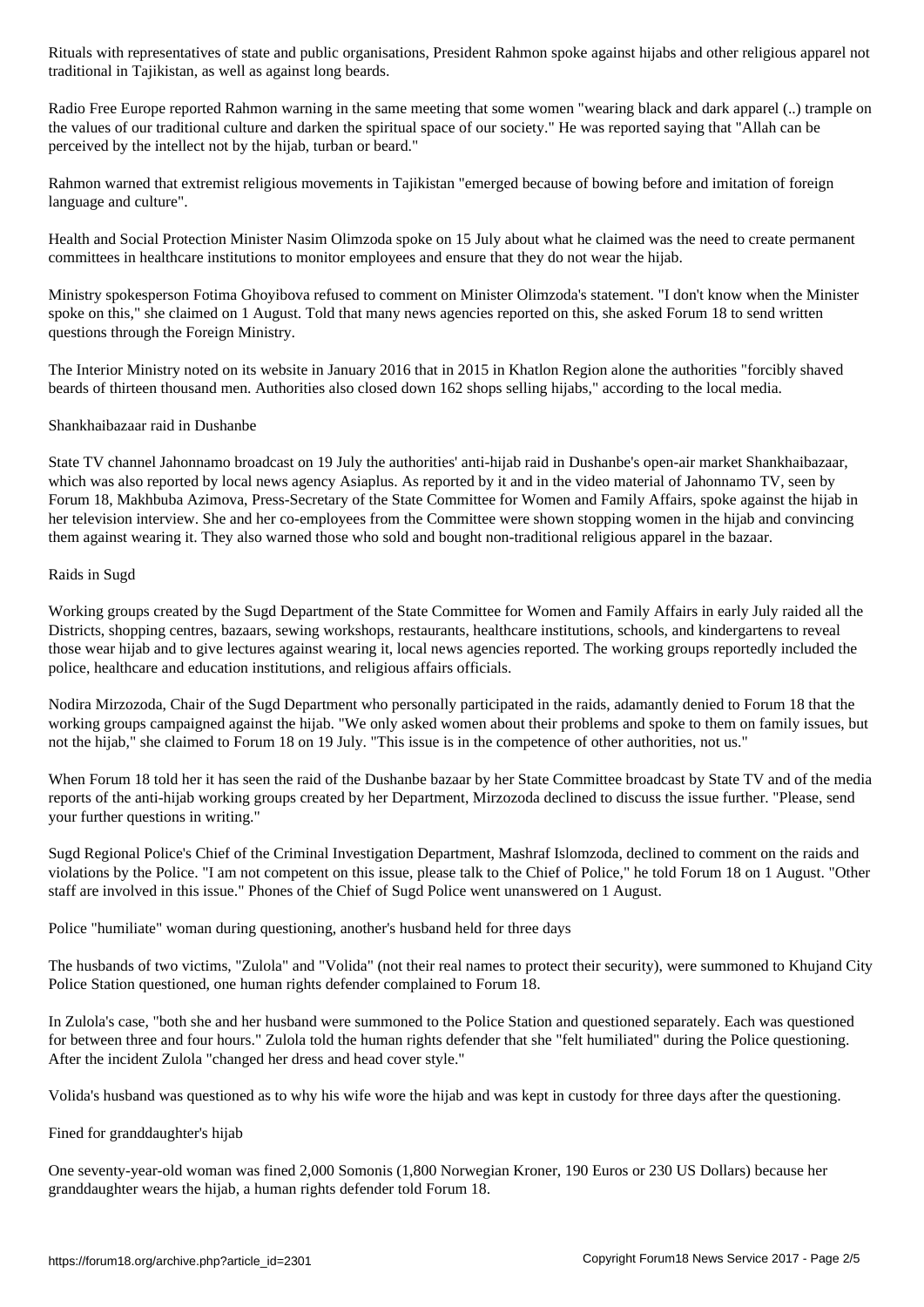Rituals with representatives of state and public organisations, President Rahmon spoke against hijabs and other religious apparel not traditional in Tajikistan, as well as against long beards.

Radio Free Europe reported Rahmon warning in the same meeting that some women "wearing black and dark apparel (..) trample on the values of our traditional culture and darken the spiritual space of our society." He was reported saying that "Allah can be perceived by the intellect not by the hijab, turban or beard."

Rahmon warned that extremist religious movements in Tajikistan "emerged because of bowing before and imitation of foreign language and culture".

Health and Social Protection Minister Nasim Olimzoda spoke on 15 July about what he claimed was the need to create permanent committees in healthcare institutions to monitor employees and ensure that they do not wear the hijab.

Ministry spokesperson Fotima Ghoyibova refused to comment on Minister Olimzoda's statement. "I don't know when the Minister spoke on this," she claimed on 1 August. Told that many news agencies reported on this, she asked Forum 18 to send written questions through the Foreign Ministry.

The Interior Ministry noted on its website in January 2016 that in 2015 in Khatlon Region alone the authorities "forcibly shaved beards of thirteen thousand men. Authorities also closed down 162 shops selling hijabs," according to the local media.

## Shankhaibazaar raid in Dushanbe

State TV channel Jahonnamo broadcast on 19 July the authorities' anti-hijab raid in Dushanbe's open-air market Shankhaibazaar, which was also reported by local news agency Asiaplus. As reported by it and in the video material of Jahonnamo TV, seen by Forum 18, Makhbuba Azimova, Press-Secretary of the State Committee for Women and Family Affairs, spoke against the hijab in her television interview. She and her co-employees from the Committee were shown stopping women in the hijab and convincing them against wearing it. They also warned those who sold and bought non-traditional religious apparel in the bazaar.

## Raids in Sugd

Working groups created by the Sugd Department of the State Committee for Women and Family Affairs in early July raided all the Districts, shopping centres, bazaars, sewing workshops, restaurants, healthcare institutions, schools, and kindergartens to reveal those wear hijab and to give lectures against wearing it, local news agencies reported. The working groups reportedly included the police, healthcare and education institutions, and religious affairs officials.

Nodira Mirzozoda, Chair of the Sugd Department who personally participated in the raids, adamantly denied to Forum 18 that the working groups campaigned against the hijab. "We only asked women about their problems and spoke to them on family issues, but not the hijab," she claimed to Forum 18 on 19 July. "This issue is in the competence of other authorities, not us."

When Forum 18 told her it has seen the raid of the Dushanbe bazaar by her State Committee broadcast by State TV and of the media reports of the anti-hijab working groups created by her Department, Mirzozoda declined to discuss the issue further. "Please, send your further questions in writing."

Sugd Regional Police's Chief of the Criminal Investigation Department, Mashraf Islomzoda, declined to comment on the raids and violations by the Police. "I am not competent on this issue, please talk to the Chief of Police," he told Forum 18 on 1 August. "Other staff are involved in this issue." Phones of the Chief of Sugd Police went unanswered on 1 August.

## Police "humiliate" woman during questioning, another's husband held for three days

The husbands of two victims, "Zulola" and "Volida" (not their real names to protect their security), were summoned to Khujand City Police Station questioned, one human rights defender complained to Forum 18.

In Zulola's case, "both she and her husband were summoned to the Police Station and questioned separately. Each was questioned for between three and four hours." Zulola told the human rights defender that she "felt humiliated" during the Police questioning. After the incident Zulola "changed her dress and head cover style."

Volida's husband was questioned as to why his wife wore the hijab and was kept in custody for three days after the questioning.

## Fined for granddaughter's hijab

One seventy-year-old woman was fined 2,000 Somonis (1,800 Norwegian Kroner, 190 Euros or 230 US Dollars) because her granddaughter wears the hijab, a human rights defender told Forum 18.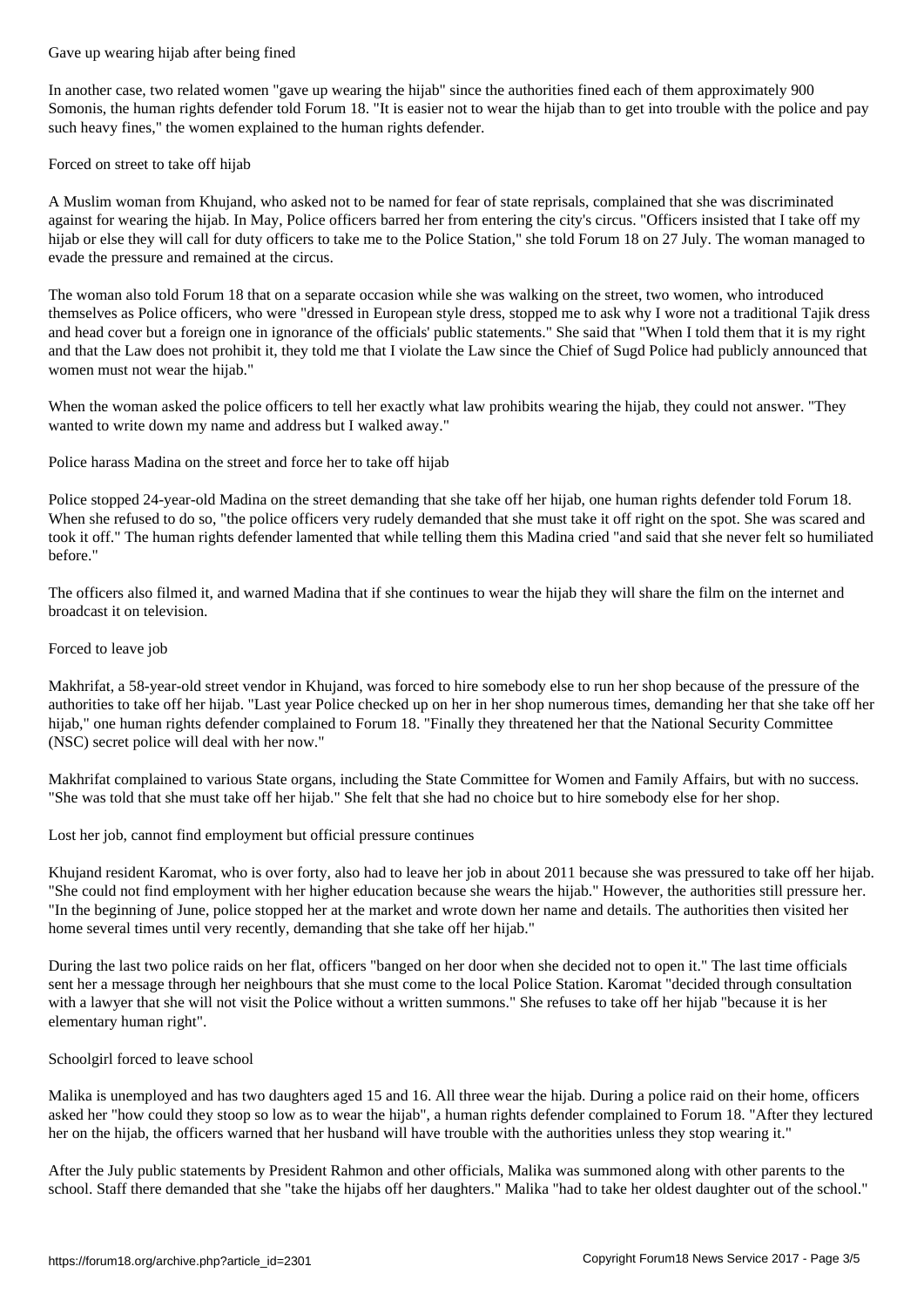## Gave up wearing hijab after being fined

In another case, two related women "gave up wearing the hijab" since the authorities fined each of them approximately 900 Somonis, the human rights defender told Forum 18. "It is easier not to wear the hijab than to get into trouble with the police and pay such heavy fines," the women explained to the human rights defender.

## Forced on street to take off hijab

A Muslim woman from Khujand, who asked not to be named for fear of state reprisals, complained that she was discriminated against for wearing the hijab. In May, Police officers barred her from entering the city's circus. "Officers insisted that I take off my hijab or else they will call for duty officers to take me to the Police Station," she told Forum 18 on 27 July. The woman managed to evade the pressure and remained at the circus.

The woman also told Forum 18 that on a separate occasion while she was walking on the street, two women, who introduced themselves as Police officers, who were "dressed in European style dress, stopped me to ask why I wore not a traditional Tajik dress and head cover but a foreign one in ignorance of the officials' public statements." She said that "When I told them that it is my right and that the Law does not prohibit it, they told me that I violate the Law since the Chief of Sugd Police had publicly announced that women must not wear the hijab."

When the woman asked the police officers to tell her exactly what law prohibits wearing the hijab, they could not answer. "They wanted to write down my name and address but I walked away."

## Police harass Madina on the street and force her to take off hijab

Police stopped 24-year-old Madina on the street demanding that she take off her hijab, one human rights defender told Forum 18. When she refused to do so, "the police officers very rudely demanded that she must take it off right on the spot. She was scared and took it off." The human rights defender lamented that while telling them this Madina cried "and said that she never felt so humiliated before."

The officers also filmed it, and warned Madina that if she continues to wear the hijab they will share the film on the internet and broadcast it on television.

## Forced to leave job

Makhrifat, a 58-year-old street vendor in Khujand, was forced to hire somebody else to run her shop because of the pressure of the authorities to take off her hijab. "Last year Police checked up on her in her shop numerous times, demanding her that she take off her hijab," one human rights defender complained to Forum 18. "Finally they threatened her that the National Security Committee (NSC) secret police will deal with her now."

Makhrifat complained to various State organs, including the State Committee for Women and Family Affairs, but with no success. "She was told that she must take off her hijab." She felt that she had no choice but to hire somebody else for her shop.

## Lost her job, cannot find employment but official pressure continues

Khujand resident Karomat, who is over forty, also had to leave her job in about 2011 because she was pressured to take off her hijab. "She could not find employment with her higher education because she wears the hijab." However, the authorities still pressure her. "In the beginning of June, police stopped her at the market and wrote down her name and details. The authorities then visited her home several times until very recently, demanding that she take off her hijab."

During the last two police raids on her flat, officers "banged on her door when she decided not to open it." The last time officials sent her a message through her neighbours that she must come to the local Police Station. Karomat "decided through consultation with a lawyer that she will not visit the Police without a written summons." She refuses to take off her hijab "because it is her elementary human right".

## Schoolgirl forced to leave school

Malika is unemployed and has two daughters aged 15 and 16. All three wear the hijab. During a police raid on their home, officers asked her "how could they stoop so low as to wear the hijab", a human rights defender complained to Forum 18. "After they lectured her on the hijab, the officers warned that her husband will have trouble with the authorities unless they stop wearing it."

After the July public statements by President Rahmon and other officials, Malika was summoned along with other parents to the school. Staff there demanded that she "take the hijabs off her daughters." Malika "had to take her oldest daughter out of the school."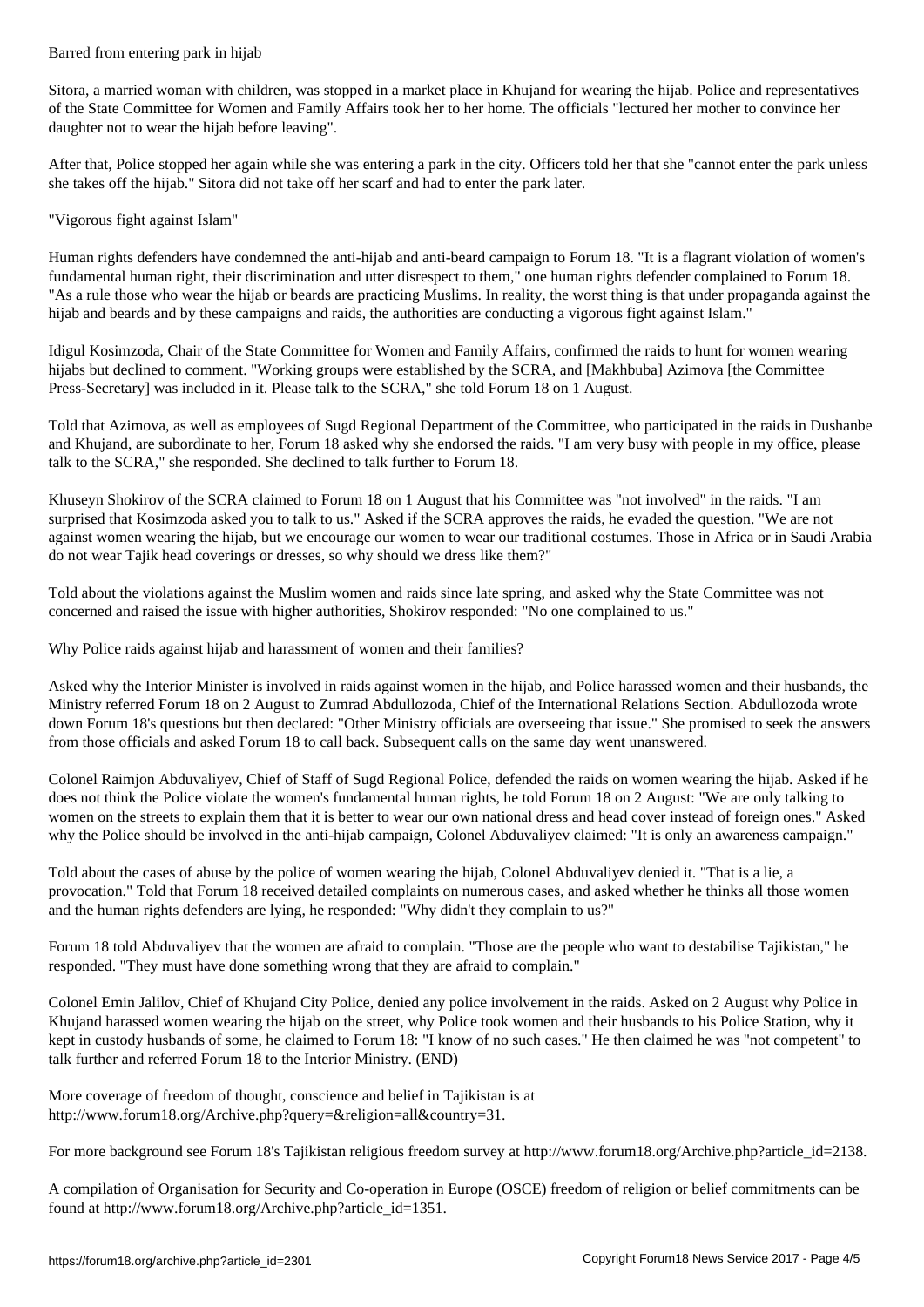## Barred from entering park in hijab

Sitora, a married woman with children, was stopped in a market place in Khujand for wearing the hijab. Police and representatives of the State Committee for Women and Family Affairs took her to her home. The officials "lectured her mother to convince her daughter not to wear the hijab before leaving".

After that, Police stopped her again while she was entering a park in the city. Officers told her that she "cannot enter the park unless she takes off the hijab." Sitora did not take off her scarf and had to enter the park later.

## "Vigorous fight against Islam"

Human rights defenders have condemned the anti-hijab and anti-beard campaign to Forum 18. "It is a flagrant violation of women's fundamental human right, their discrimination and utter disrespect to them," one human rights defender complained to Forum 18. "As a rule those who wear the hijab or beards are practicing Muslims. In reality, the worst thing is that under propaganda against the hijab and beards and by these campaigns and raids, the authorities are conducting a vigorous fight against Islam."

Idigul Kosimzoda, Chair of the State Committee for Women and Family Affairs, confirmed the raids to hunt for women wearing hijabs but declined to comment. "Working groups were established by the SCRA, and [Makhbuba] Azimova [the Committee Press-Secretary] was included in it. Please talk to the SCRA," she told Forum 18 on 1 August.

Told that Azimova, as well as employees of Sugd Regional Department of the Committee, who participated in the raids in Dushanbe and Khujand, are subordinate to her, Forum 18 asked why she endorsed the raids. "I am very busy with people in my office, please talk to the SCRA," she responded. She declined to talk further to Forum 18.

Khuseyn Shokirov of the SCRA claimed to Forum 18 on 1 August that his Committee was "not involved" in the raids. "I am surprised that Kosimzoda asked you to talk to us." Asked if the SCRA approves the raids, he evaded the question. "We are not against women wearing the hijab, but we encourage our women to wear our traditional costumes. Those in Africa or in Saudi Arabia do not wear Tajik head coverings or dresses, so why should we dress like them?"

Told about the violations against the Muslim women and raids since late spring, and asked why the State Committee was not concerned and raised the issue with higher authorities, Shokirov responded: "No one complained to us."

## Why Police raids against hijab and harassment of women and their families?

Asked why the Interior Minister is involved in raids against women in the hijab, and Police harassed women and their husbands, the Ministry referred Forum 18 on 2 August to Zumrad Abdullozoda, Chief of the International Relations Section. Abdullozoda wrote down Forum 18's questions but then declared: "Other Ministry officials are overseeing that issue." She promised to seek the answers from those officials and asked Forum 18 to call back. Subsequent calls on the same day went unanswered.

Colonel Raimjon Abduvaliyev, Chief of Staff of Sugd Regional Police, defended the raids on women wearing the hijab. Asked if he does not think the Police violate the women's fundamental human rights, he told Forum 18 on 2 August: "We are only talking to women on the streets to explain them that it is better to wear our own national dress and head cover instead of foreign ones." Asked why the Police should be involved in the anti-hijab campaign, Colonel Abduvaliyev claimed: "It is only an awareness campaign."

Told about the cases of abuse by the police of women wearing the hijab, Colonel Abduvaliyev denied it. "That is a lie, a provocation." Told that Forum 18 received detailed complaints on numerous cases, and asked whether he thinks all those women and the human rights defenders are lying, he responded: "Why didn't they complain to us?"

Forum 18 told Abduvaliyev that the women are afraid to complain. "Those are the people who want to destabilise Tajikistan," he responded. "They must have done something wrong that they are afraid to complain."

Colonel Emin Jalilov, Chief of Khujand City Police, denied any police involvement in the raids. Asked on 2 August why Police in Khujand harassed women wearing the hijab on the street, why Police took women and their husbands to his Police Station, why it kept in custody husbands of some, he claimed to Forum 18: "I know of no such cases." He then claimed he was "not competent" to talk further and referred Forum 18 to the Interior Ministry. (END)

More coverage of freedom of thought, conscience and belief in Tajikistan is at http://www.forum18.org/Archive.php?query=&religion=all&country=31.

For more background see Forum 18's Tajikistan religious freedom survey at http://www.forum18.org/Archive.php?article_id=2138.

A compilation of Organisation for Security and Co-operation in Europe (OSCE) freedom of religion or belief commitments can be found at http://www.forum18.org/Archive.php?article_id=1351.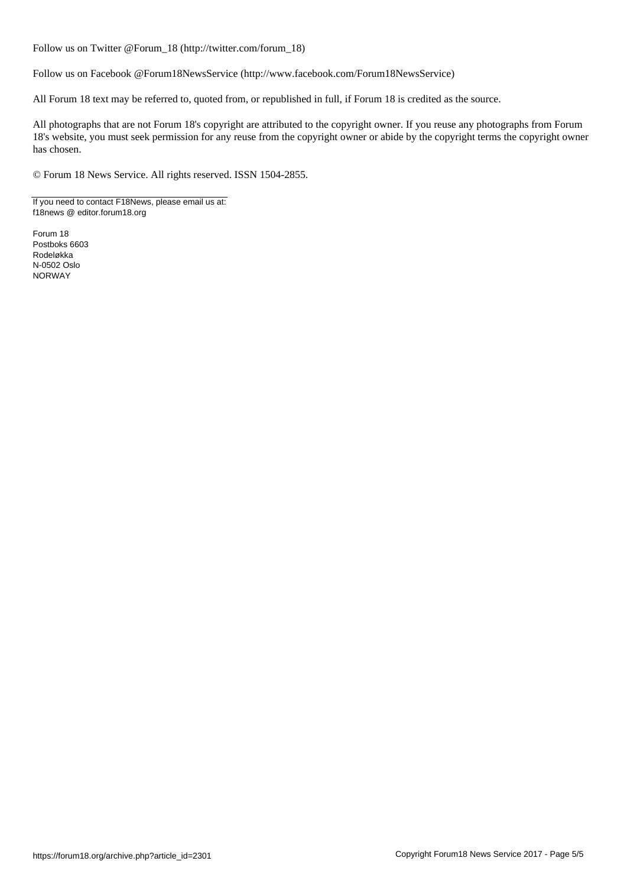Follow us on Twitter @Forum_18 (http://twitter.com/forum_18)

Follow us on Facebook @Forum18NewsService (http://www.facebook.com/Forum18NewsService)

All Forum 18 text may be referred to, quoted from, or republished in full, if Forum 18 is credited as the source.

All photographs that are not Forum 18's copyright are attributed to the copyright owner. If you reuse any photographs from Forum 18's website, you must seek permission for any reuse from the copyright owner or abide by the copyright terms the copyright owner has chosen.

© Forum 18 News Service. All rights reserved. ISSN 1504-2855.

If you need to contact F18News, please email us at:
f18news @ editor.forum18.org

Forum 18
Postboks 6603
Rodeløkka
N-0502 Oslo
NORWAY